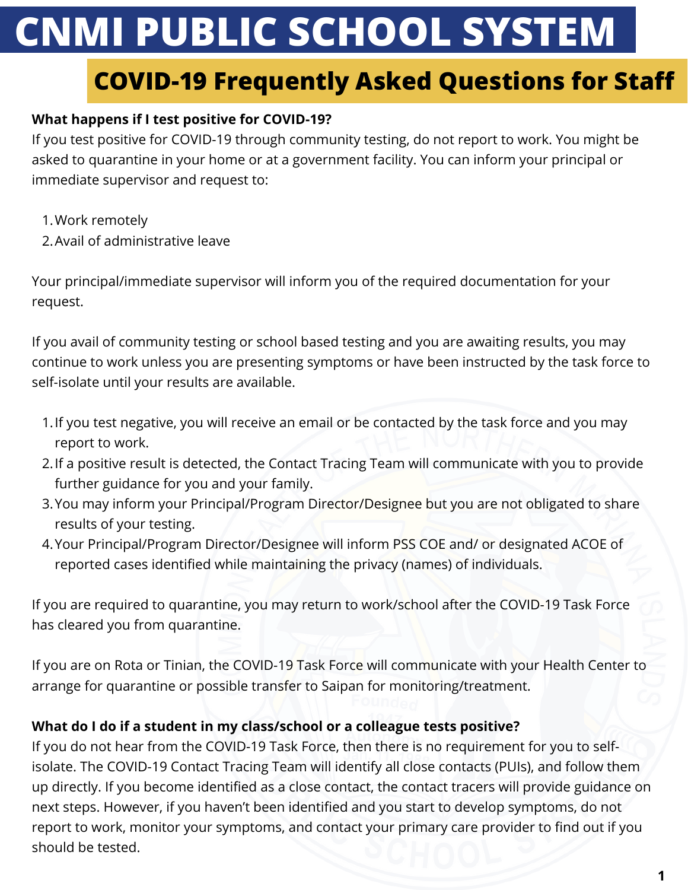# CNMI PUBLIC SCHOOL SYSTEM

## COVID-19 Frequently Asked Questions for Staff

**What happens if I test positive for COVID-19?**

If you test positive for COVID-19 through community testing, do not report to work. You might be asked to quarantine in your home or at a government facility. You can inform your principal or immediate supervisor and request to:

1. Work remotely
2. Avail of administrative leave

Your principal/immediate supervisor will inform you of the required documentation for your request.

If you avail of community testing or school based testing and you are awaiting results, you may continue to work unless you are presenting symptoms or have been instructed by the task force to self-isolate until your results are available.

1. If you test negative, you will receive an email or be contacted by the task force and you may report to work.
2. If a positive result is detected, the Contact Tracing Team will communicate with you to provide further guidance for you and your family.
3. You may inform your Principal/Program Director/Designee but you are not obligated to share results of your testing.
4. Your Principal/Program Director/Designee will inform PSS COE and/ or designated ACOE of reported cases identified while maintaining the privacy (names) of individuals.

If you are required to quarantine, you may return to work/school after the COVID-19 Task Force has cleared you from quarantine.

If you are on Rota or Tinian, the COVID-19 Task Force will communicate with your Health Center to arrange for quarantine or possible transfer to Saipan for monitoring/treatment.

**What do I do if a student in my class/school or a colleague tests positive?**

If you do not hear from the COVID-19 Task Force, then there is no requirement for you to self-isolate. The COVID-19 Contact Tracing Team will identify all close contacts (PUIs), and follow them up directly. If you become identified as a close contact, the contact tracers will provide guidance on next steps. However, if you haven't been identified and you start to develop symptoms, do not report to work, monitor your symptoms, and contact your primary care provider to find out if you should be tested.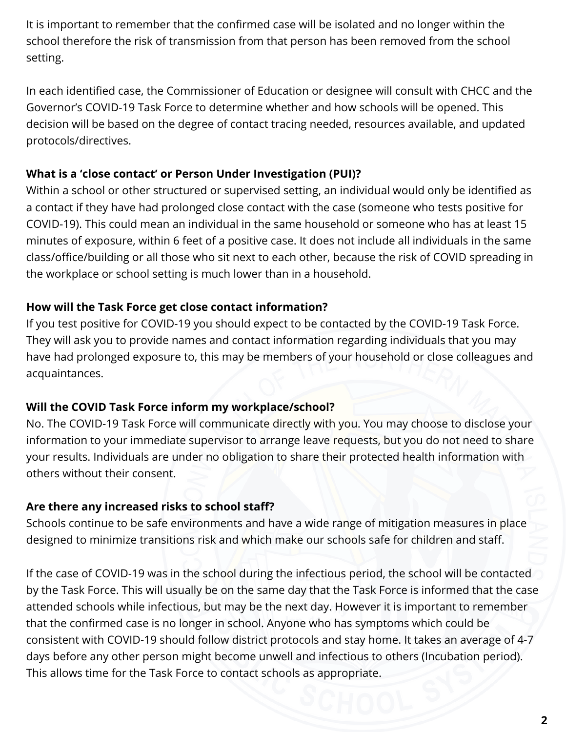It is important to remember that the confirmed case will be isolated and no longer within the school therefore the risk of transmission from that person has been removed from the school setting.

In each identified case, the Commissioner of Education or designee will consult with CHCC and the Governor's COVID-19 Task Force to determine whether and how schools will be opened. This decision will be based on the degree of contact tracing needed, resources available, and updated protocols/directives.

**What is a 'close contact' or Person Under Investigation (PUI)?**

Within a school or other structured or supervised setting, an individual would only be identified as a contact if they have had prolonged close contact with the case (someone who tests positive for COVID-19). This could mean an individual in the same household or someone who has at least 15 minutes of exposure, within 6 feet of a positive case. It does not include all individuals in the same class/office/building or all those who sit next to each other, because the risk of COVID spreading in the workplace or school setting is much lower than in a household.

**How will the Task Force get close contact information?**

If you test positive for COVID-19 you should expect to be contacted by the COVID-19 Task Force. They will ask you to provide names and contact information regarding individuals that you may have had prolonged exposure to, this may be members of your household or close colleagues and acquaintances.

**Will the COVID Task Force inform my workplace/school?**

No. The COVID-19 Task Force will communicate directly with you. You may choose to disclose your information to your immediate supervisor to arrange leave requests, but you do not need to share your results. Individuals are under no obligation to share their protected health information with others without their consent.

**Are there any increased risks to school staff?**

Schools continue to be safe environments and have a wide range of mitigation measures in place designed to minimize transitions risk and which make our schools safe for children and staff.

If the case of COVID-19 was in the school during the infectious period, the school will be contacted by the Task Force. This will usually be on the same day that the Task Force is informed that the case attended schools while infectious, but may be the next day. However it is important to remember that the confirmed case is no longer in school. Anyone who has symptoms which could be consistent with COVID-19 should follow district protocols and stay home. It takes an average of 4-7 days before any other person might become unwell and infectious to others (Incubation period). This allows time for the Task Force to contact schools as appropriate.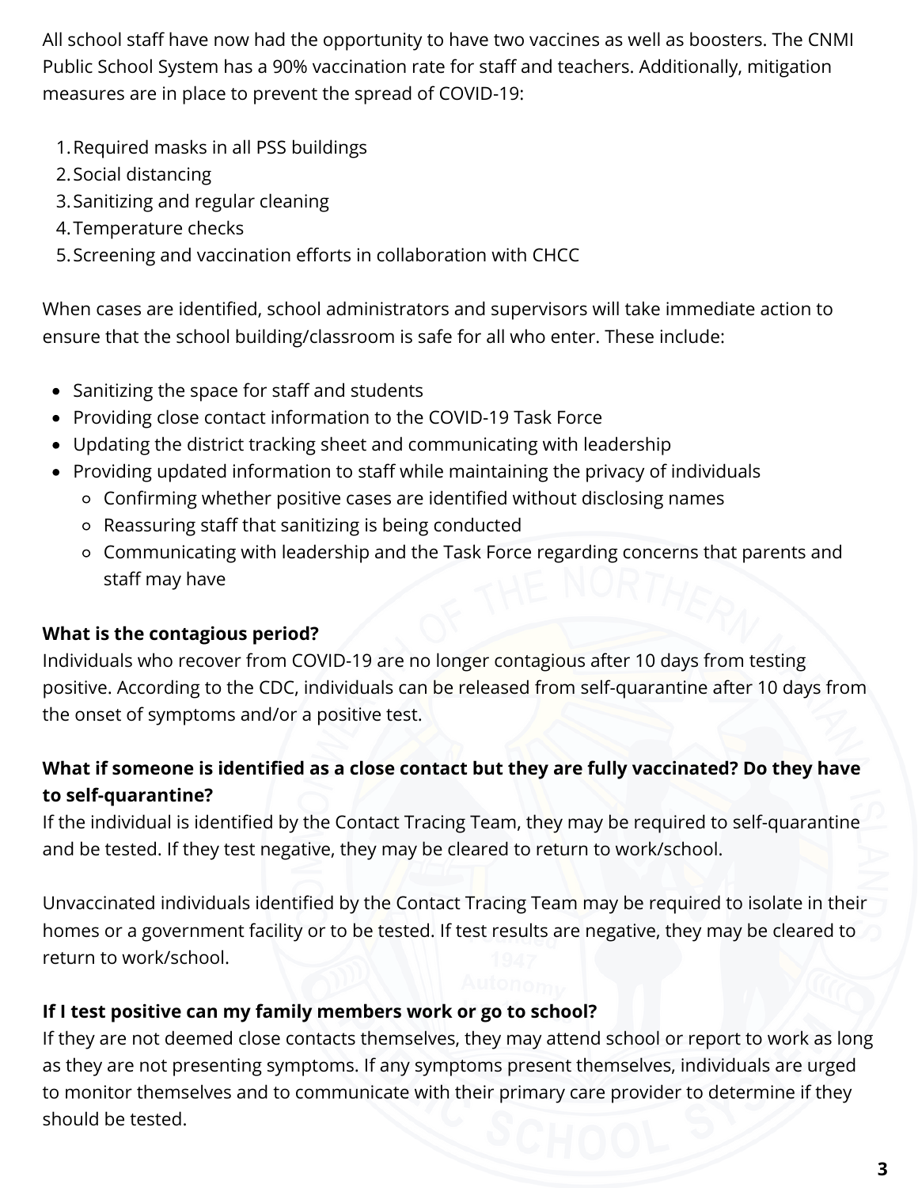All school staff have now had the opportunity to have two vaccines as well as boosters. The CNMI Public School System has a 90% vaccination rate for staff and teachers. Additionally, mitigation measures are in place to prevent the spread of COVID-19:

1. Required masks in all PSS buildings
2. Social distancing
3. Sanitizing and regular cleaning
4. Temperature checks
5. Screening and vaccination efforts in collaboration with CHCC

When cases are identified, school administrators and supervisors will take immediate action to ensure that the school building/classroom is safe for all who enter. These include:

- Sanitizing the space for staff and students
- Providing close contact information to the COVID-19 Task Force
- Updating the district tracking sheet and communicating with leadership
- Providing updated information to staff while maintaining the privacy of individuals
  - Confirming whether positive cases are identified without disclosing names
  - Reassuring staff that sanitizing is being conducted
  - Communicating with leadership and the Task Force regarding concerns that parents and staff may have

**What is the contagious period?**
Individuals who recover from COVID-19 are no longer contagious after 10 days from testing positive. According to the CDC, individuals can be released from self-quarantine after 10 days from the onset of symptoms and/or a positive test.

**What if someone is identified as a close contact but they are fully vaccinated? Do they have to self-quarantine?**
If the individual is identified by the Contact Tracing Team, they may be required to self-quarantine and be tested. If they test negative, they may be cleared to return to work/school.

Unvaccinated individuals identified by the Contact Tracing Team may be required to isolate in their homes or a government facility or to be tested. If test results are negative, they may be cleared to return to work/school.

**If I test positive can my family members work or go to school?**
If they are not deemed close contacts themselves, they may attend school or report to work as long as they are not presenting symptoms. If any symptoms present themselves, individuals are urged to monitor themselves and to communicate with their primary care provider to determine if they should be tested.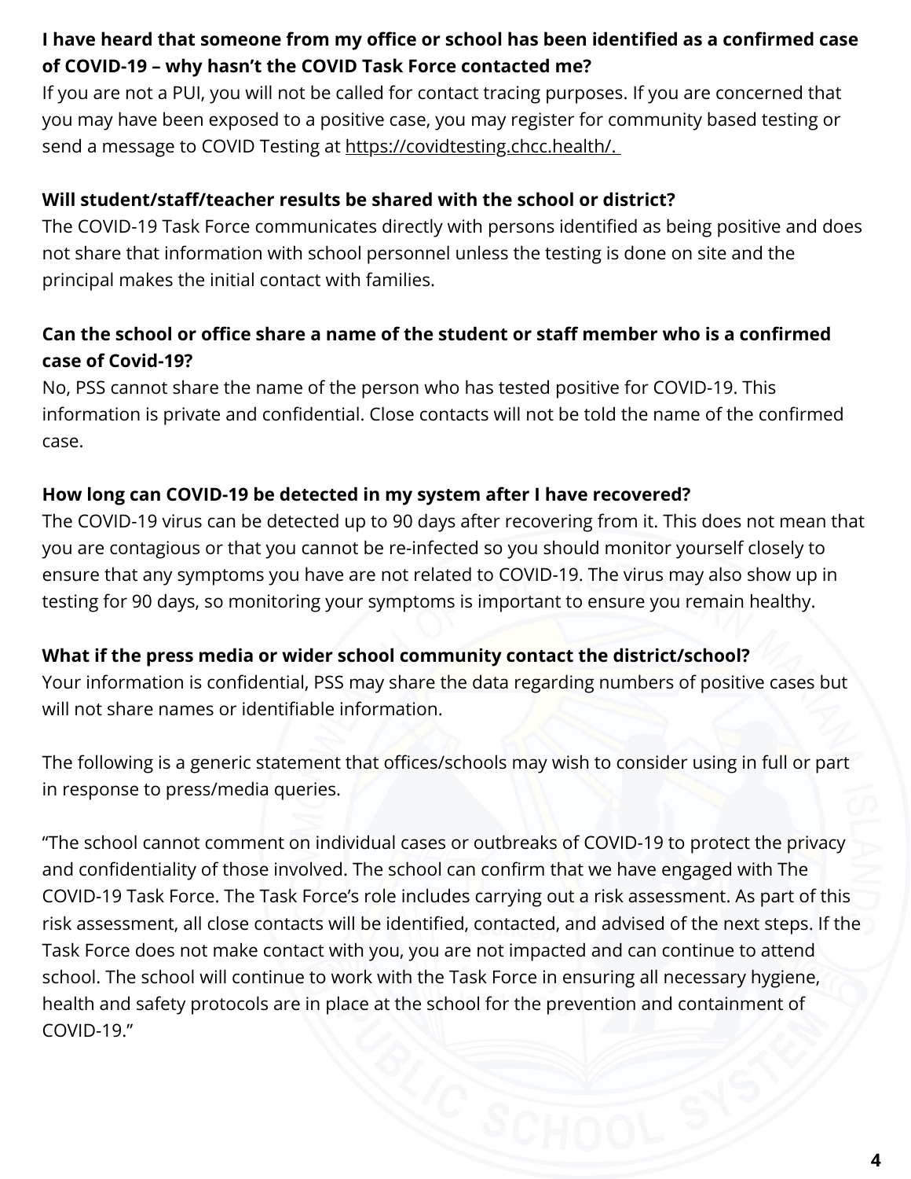**I have heard that someone from my office or school has been identified as a confirmed case of COVID-19 – why hasn't the COVID Task Force contacted me?**

If you are not a PUI, you will not be called for contact tracing purposes. If you are concerned that you may have been exposed to a positive case, you may register for community based testing or send a message to COVID Testing at https://covidtesting.chcc.health/.

**Will student/staff/teacher results be shared with the school or district?**

The COVID-19 Task Force communicates directly with persons identified as being positive and does not share that information with school personnel unless the testing is done on site and the principal makes the initial contact with families.

**Can the school or office share a name of the student or staff member who is a confirmed case of Covid-19?**

No, PSS cannot share the name of the person who has tested positive for COVID-19. This information is private and confidential. Close contacts will not be told the name of the confirmed case.

**How long can COVID-19 be detected in my system after I have recovered?**

The COVID-19 virus can be detected up to 90 days after recovering from it. This does not mean that you are contagious or that you cannot be re-infected so you should monitor yourself closely to ensure that any symptoms you have are not related to COVID-19. The virus may also show up in testing for 90 days, so monitoring your symptoms is important to ensure you remain healthy.

**What if the press media or wider school community contact the district/school?**

Your information is confidential, PSS may share the data regarding numbers of positive cases but will not share names or identifiable information.

The following is a generic statement that offices/schools may wish to consider using in full or part in response to press/media queries.

"The school cannot comment on individual cases or outbreaks of COVID-19 to protect the privacy and confidentiality of those involved. The school can confirm that we have engaged with The COVID-19 Task Force. The Task Force's role includes carrying out a risk assessment. As part of this risk assessment, all close contacts will be identified, contacted, and advised of the next steps. If the Task Force does not make contact with you, you are not impacted and can continue to attend school. The school will continue to work with the Task Force in ensuring all necessary hygiene, health and safety protocols are in place at the school for the prevention and containment of COVID-19."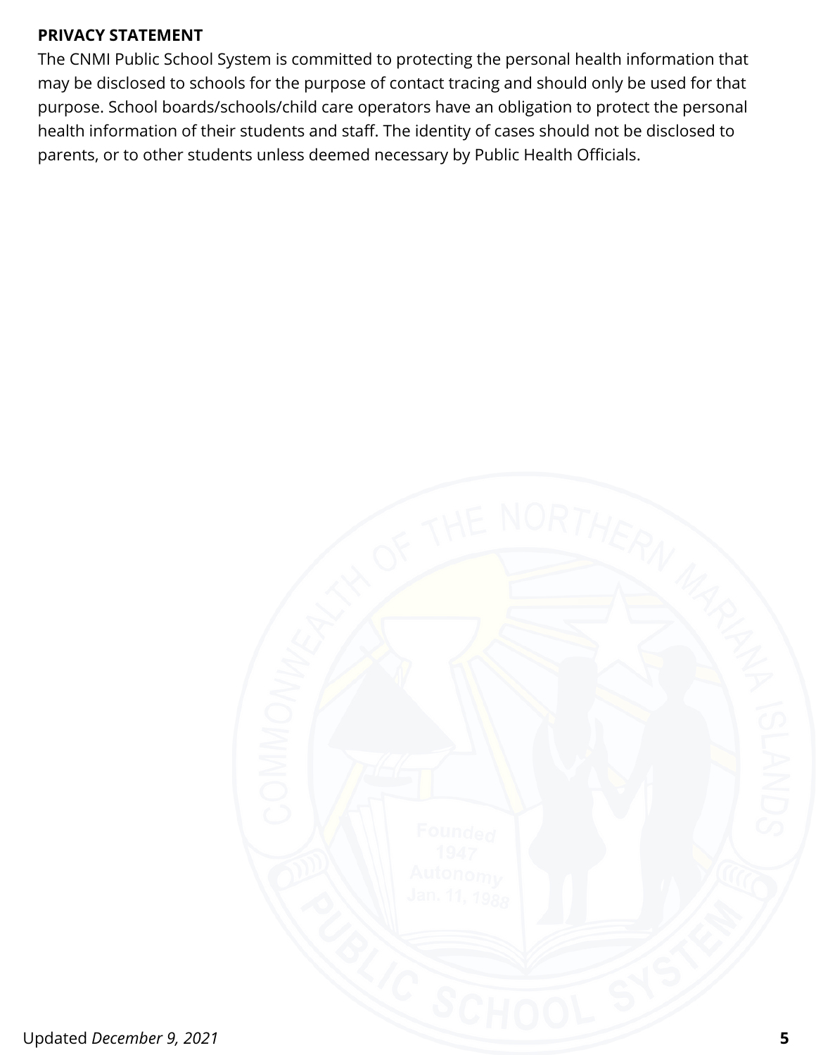**PRIVACY STATEMENT**

The CNMI Public School System is committed to protecting the personal health information that may be disclosed to schools for the purpose of contact tracing and should only be used for that purpose. School boards/schools/child care operators have an obligation to protect the personal health information of their students and staff. The identity of cases should not be disclosed to parents, or to other students unless deemed necessary by Public Health Officials.